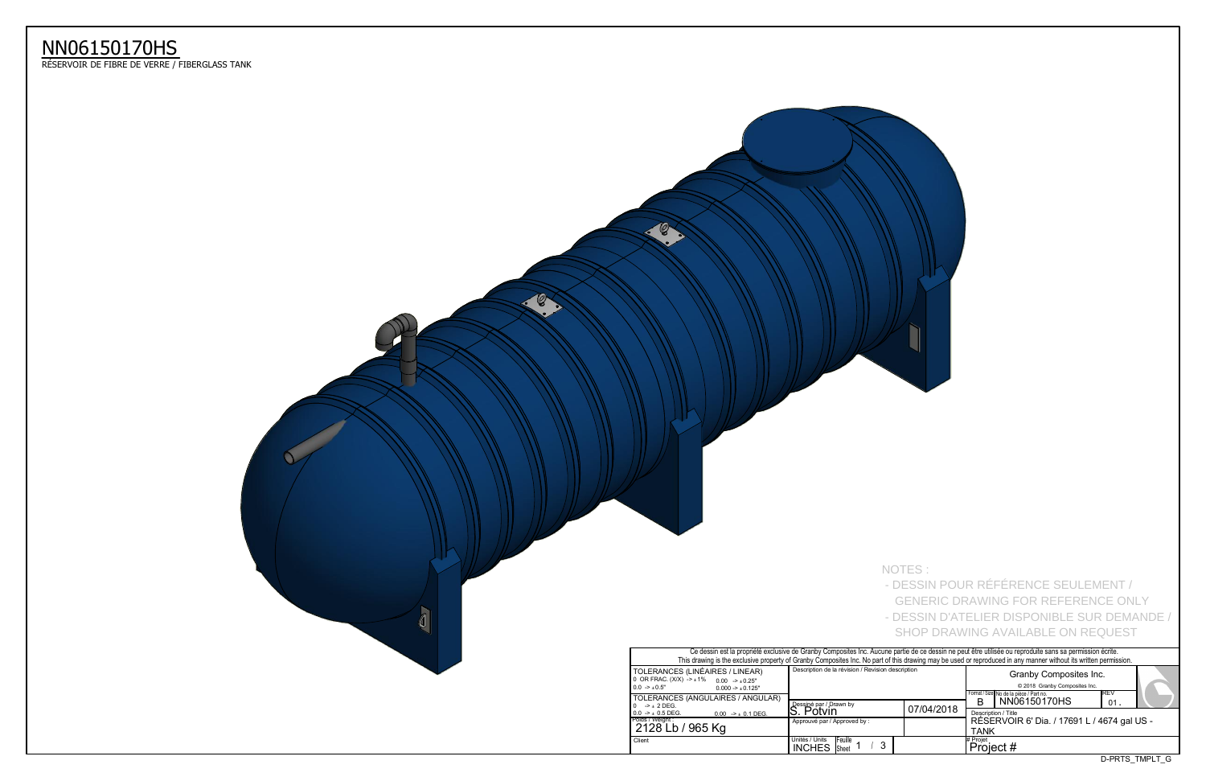# NN06150170HS

RÉSERVOIR DE FIBRE DE VERRE / FIBERGLASS TANK

NOTES :

- DESSIN POUR RÉFÉRENCE SEULEMENT / GENERIC DRAWING FOR REFERENCE ONLY
- DESSIN D'ATELIER DISPONIBLE SUR DEMANDE / SHOP DRAWING AVAILABLE ON REQUEST

Ce dessin est la propriété exclusive de Granby Composites Inc. Aucune partie de ce dessin ne peut être utilisée ou reproduite sans sa permission écrite.
This drawing is the exclusive property of Granby Composites Inc. No part of this drawing may be used or reproduced in any manner without its written permission.

| | | | |
|---|---|---|---|
| TOLERANCES (LINÉAIRES / LINEAR)<br>0 OR FRAC. (X/X) -> ± 1%  0.00 -> ± 0.25"<br>0.0 -> ± 0.5"  0.000 -> ± 0.125" | Description de la révision / Revision description | | Granby Composites Inc.<br>© 2018 Granby Composites Inc. |
| TOLERANCES (ANGULAIRES / ANGULAR)<br>0 -> ± 2 DEG.<br>0.0 -> ± 0.5 DEG.  0.00 -> ± 0.1 DEG. | Dessiné par / Drawn by<br>S. Potvin | 07/04/2018 | Format / Size: B<br>No de la pièce / Part no.: NN06150170HS<br>REV: 01. |
| Poids / Weight :<br>2128 Lb / 965 Kg | Approuvé par / Approved by : | | Description / Title<br>RÉSERVOIR 6' Dia. / 17691 L / 4674 gal US - TANK |
| Client | Unités / Units: INCHES<br>Feuille / Sheet: 1 / 3 | | # Projet<br>Project # |

D-PRTS_TMPLT_G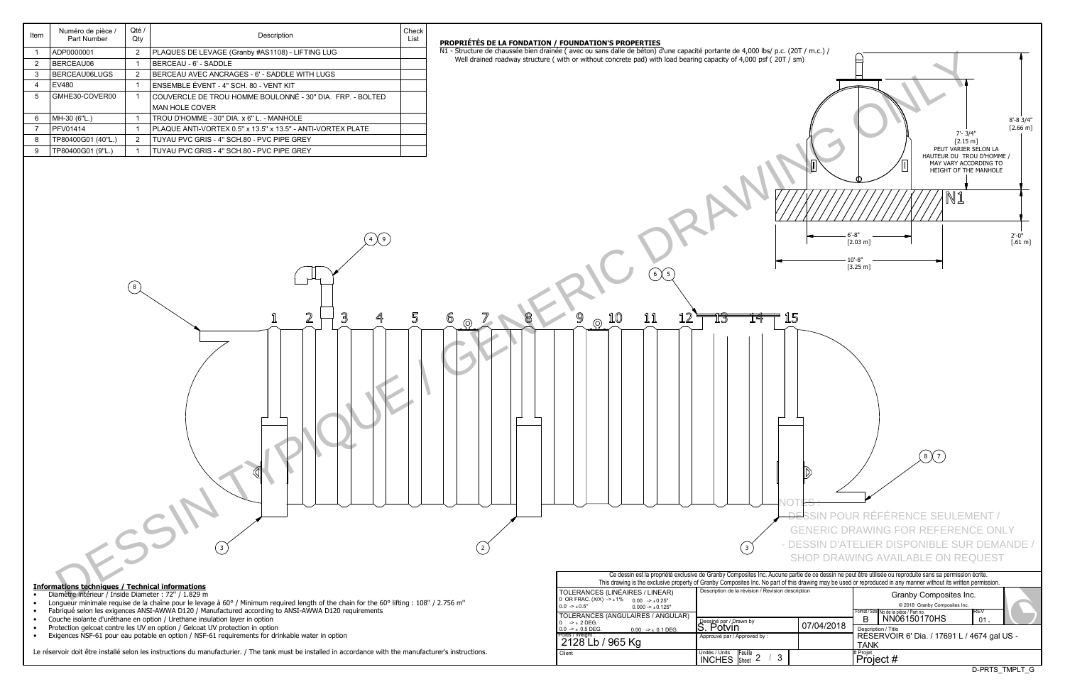| Item | Numéro de pièce / Part Number | Qté / Qty | Description | Check List |
|---|---|---|---|---|
| 1 | ADP0000001 | 2 | PLAQUES DE LEVAGE (Granby #AS1108) - LIFTING LUG | |
| 2 | BERCEAU06 | 1 | BERCEAU - 6' - SADDLE | |
| 3 | BERCEAU06LUGS | 2 | BERCEAU AVEC ANCRAGES - 6' - SADDLE WITH LUGS | |
| 4 | EV480 | 1 | ENSEMBLE ÉVENT - 4" SCH. 80 - VENT KIT | |
| 5 | GMHE30-COVER00 | 1 | COUVERCLE DE TROU HOMME BOULONNÉ - 30" DIA. FRP. - BOLTED MAN HOLE COVER | |
| 6 | MH-30 (6"L.) | 1 | TROU D'HOMME - 30" DIA. x 6" L. - MANHOLE | |
| 7 | PFV01414 | 1 | PLAQUE ANTI-VORTEX 0.5" x 13.5" x 13.5" - ANTI-VORTEX PLATE | |
| 8 | TP80400G01 (40"L.) | 2 | TUYAU PVC GRIS - 4" SCH.80 - PVC PIPE GREY | |
| 9 | TP80400G01 (9"L.) | 1 | TUYAU PVC GRIS - 4" SCH.80 - PVC PIPE GREY | |

**PROPRIÉTÉS DE LA FONDATION / FOUNDATION'S PROPERTIES**

N1 - Structure de chaussée bien drainée ( avec ou sans dalle de béton) d'une capacité portante de 4,000 lbs/ p.c. (20T / m.c.) / Well drained roadway structure ( with or without concrete pad) with load bearing capacity of 4,000 psf ( 20T / sm)

7'- 3/4" [2.15 m] PEUT VARIER SELON LA HAUTEUR DU TROU D'HOMME / MAY VARY ACCORDING TO HEIGHT OF THE MANHOLE

8'-8 3/4" [2.66 m]

2'-0" [.61 m]

6'-8" [2.03 m]

10'-8" [3.25 m]

N1

DESSIN TYPIQUE / GENERIC DRAWING ONLY

NOTES :
- DESSIN POUR RÉFÉRENCE SEULEMENT / GENERIC DRAWING FOR REFERENCE ONLY
- DESSIN D'ATELIER DISPONIBLE SUR DEMANDE / SHOP DRAWING AVAILABLE ON REQUEST

**Informations techniques / Technical informations**

- Diamètre intérieur / Inside Diameter : 72" / 1.829 m
- Longueur minimale requise de la chaîne pour le levage à 60° / Minimum required length of the chain for the 60° lifting : 108" / 2.756 m"
- Fabriqué selon les exigences ANSI-AWWA D120 / Manufactured according to ANSI-AWWA D120 requirements
- Couche isolante d'uréthane en option / Urethane insulation layer in option
- Protection gelcoat contre les UV en option / Gelcoat UV protection in option
- Exigences NSF-61 pour eau potable en option / NSF-61 requirements for drinkable water in option

Le réservoir doit être installé selon les instructions du manufacturier. / The tank must be installed in accordance with the manufacturer's instructions.

Ce dessin est la propriété exclusive de Granby Composites Inc. Aucune partie de ce dessin ne peut être utilisée ou reproduite sans sa permission écrite. This drawing is the exclusive property of Granby Composites Inc. No part of this drawing may be used or reproduced in any manner without its written permission.

TOLERANCES (LINÉAIRES / LINEAR): 0 OR FRAC. (X/X) -> ± 1%; 0.00 -> ± 0.25"; 0.0 -> ± 0.5"; 0.000 -> ± 0.125"

TOLERANCES (ANGULAIRES / ANGULAR): 0 -> ± 2 DEG.; 0.0 -> ± 0.5 DEG.; 0.00 -> ± 0.1 DEG.

Poids / Weight : 2128 Lb / 965 Kg

Client

Description de la révision / Revision description

Dessiné par / Drawn by: S. Potvin — 07/04/2018

Approuvé par / Approved by :

Unités / Units: INCHES — Feuille / Sheet: 2 / 3

Granby Composites Inc. © 2018 Granby Composites Inc.

Format / Size: B — No de la pièce / Part no.: NN06150170HS — REV: 01.

Description / Title: RÉSERVOIR 6' Dia. / 17691 L / 4674 gal US - TANK

# Projet: Project #

D-PRTS_TMPLT_G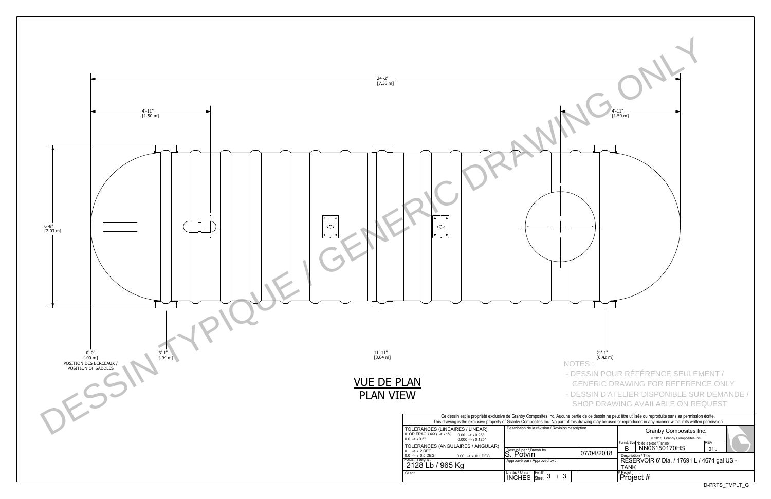DESSIN TYPIQUE / GENERIC DRAWING ONLY

24'-2"
[7.36 m]

4'-11"
[1.50 m]

4'-11"
[1.50 m]

6'-8"
[2.03 m]

0'-0"
[.00 m]
POSITION DES BERCEAUX /
POSITION OF SADDLES

3'-1"
[.94 m]

11'-11"
[3.64 m]

21'-1"
[6.42 m]

## VUE DE PLAN
## PLAN VIEW

NOTES :
- DESSIN POUR RÉFÉRENCE SEULEMENT / GENERIC DRAWING FOR REFERENCE ONLY
- DESSIN D'ATELIER DISPONIBLE SUR DEMANDE / SHOP DRAWING AVAILABLE ON REQUEST

Ce dessin est la propriété exclusive de Granby Composites Inc. Aucune partie de ce dessin ne peut être utilisée ou reproduite sans sa permission écrite.
This drawing is the exclusive property of Granby Composites Inc. No part of this drawing may be used or reproduced in any manner without its written permission.

| | | | |
|---|---|---|---|
| TOLERANCES (LINÉAIRES / LINEAR)<br>0 OR FRAC. (X/X) -> ±1% 0.00 -> ±0.25"<br>0.0 -> ±0.5" 0.000 -> ±0.125" | Description de la révision / Revision description | | Granby Composites Inc.<br>© 2018 Granby Composites Inc. |
| TOLERANCES (ANGULAIRES / ANGULAR)<br>0 -> ± 2 DEG.<br>0.0 -> ± 0.5 DEG. 0.00 -> ± 0.1 DEG. | Dessiné par / Drawn by<br>S. Potvin | 07/04/2018 | Format / Size: B — No de la pièce / Part no.: NN06150170HS — REV: 01. |
| Poids / Weight :<br>2128 Lb / 965 Kg | Approuvé par / Approved by : | | Description / Title<br>RÉSERVOIR 6' Dia. / 17691 L / 4674 gal US - TANK |
| Client | Unités / Units: INCHES — Feuille / Sheet: 3 / 3 | | # Projet<br>Project # |

D-PRTS_TMPLT_G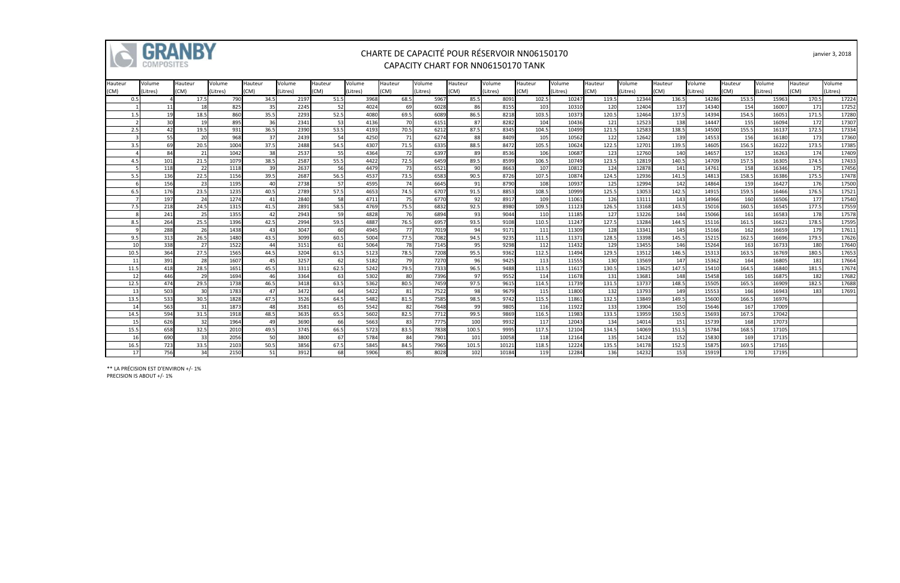GRANBY COMPOSITES

# CHARTE DE CAPACITÉ POUR RÉSERVOIR NN06150170
# CAPACITY CHART FOR NN06150170 TANK

janvier 3, 2018

| Hauteur (CM) | Volume (Litres) | Hauteur (CM) | Volume (Litres) | Hauteur (CM) | Volume (Litres) | Hauteur (CM) | Volume (Litres) | Hauteur (CM) | Volume (Litres) | Hauteur (CM) | Volume (Litres) | Hauteur (CM) | Volume (Litres) | Hauteur (CM) | Volume (Litres) | Hauteur (CM) | Volume (Litres) | Hauteur (CM) | Volume (Litres) | Hauteur (CM) | Volume (Litres) |
|---|---|---|---|---|---|---|---|---|---|---|---|---|---|---|---|---|---|---|---|---|---|
| 0.5 | 4 | 17.5 | 790 | 34.5 | 2197 | 51.5 | 3968 | 68.5 | 5967 | 85.5 | 8091 | 102.5 | 10247 | 119.5 | 12344 | 136.5 | 14286 | 153.5 | 15963 | 170.5 | 17224 |
| 1 | 11 | 18 | 825 | 35 | 2245 | 52 | 4024 | 69 | 6028 | 86 | 8155 | 103 | 10310 | 120 | 12404 | 137 | 14340 | 154 | 16007 | 171 | 17252 |
| 1.5 | 19 | 18.5 | 860 | 35.5 | 2293 | 52.5 | 4080 | 69.5 | 6089 | 86.5 | 8218 | 103.5 | 10373 | 120.5 | 12464 | 137.5 | 14394 | 154.5 | 16051 | 171.5 | 17280 |
| 2 | 30 | 19 | 895 | 36 | 2341 | 53 | 4136 | 70 | 6151 | 87 | 8282 | 104 | 10436 | 121 | 12523 | 138 | 14447 | 155 | 16094 | 172 | 17307 |
| 2.5 | 42 | 19.5 | 931 | 36.5 | 2390 | 53.5 | 4193 | 70.5 | 6212 | 87.5 | 8345 | 104.5 | 10499 | 121.5 | 12583 | 138.5 | 14500 | 155.5 | 16137 | 172.5 | 17334 |
| 3 | 55 | 20 | 968 | 37 | 2439 | 54 | 4250 | 71 | 6274 | 88 | 8409 | 105 | 10562 | 122 | 12642 | 139 | 14553 | 156 | 16180 | 173 | 17360 |
| 3.5 | 69 | 20.5 | 1004 | 37.5 | 2488 | 54.5 | 4307 | 71.5 | 6335 | 88.5 | 8472 | 105.5 | 10624 | 122.5 | 12701 | 139.5 | 14605 | 156.5 | 16222 | 173.5 | 17385 |
| 4 | 84 | 21 | 1042 | 38 | 2537 | 55 | 4364 | 72 | 6397 | 89 | 8536 | 106 | 10687 | 123 | 12760 | 140 | 14657 | 157 | 16263 | 174 | 17409 |
| 4.5 | 101 | 21.5 | 1079 | 38.5 | 2587 | 55.5 | 4422 | 72.5 | 6459 | 89.5 | 8599 | 106.5 | 10749 | 123.5 | 12819 | 140.5 | 14709 | 157.5 | 16305 | 174.5 | 17433 |
| 5 | 118 | 22 | 1118 | 39 | 2637 | 56 | 4479 | 73 | 6521 | 90 | 8663 | 107 | 10812 | 124 | 12878 | 141 | 14761 | 158 | 16346 | 175 | 17456 |
| 5.5 | 136 | 22.5 | 1156 | 39.5 | 2687 | 56.5 | 4537 | 73.5 | 6583 | 90.5 | 8726 | 107.5 | 10874 | 124.5 | 12936 | 141.5 | 14813 | 158.5 | 16386 | 175.5 | 17478 |
| 6 | 156 | 23 | 1195 | 40 | 2738 | 57 | 4595 | 74 | 6645 | 91 | 8790 | 108 | 10937 | 125 | 12994 | 142 | 14864 | 159 | 16427 | 176 | 17500 |
| 6.5 | 176 | 23.5 | 1235 | 40.5 | 2789 | 57.5 | 4653 | 74.5 | 6707 | 91.5 | 8853 | 108.5 | 10999 | 125.5 | 13053 | 142.5 | 14915 | 159.5 | 16466 | 176.5 | 17521 |
| 7 | 197 | 24 | 1274 | 41 | 2840 | 58 | 4711 | 75 | 6770 | 92 | 8917 | 109 | 11061 | 126 | 13111 | 143 | 14966 | 160 | 16506 | 177 | 17540 |
| 7.5 | 218 | 24.5 | 1315 | 41.5 | 2891 | 58.5 | 4769 | 75.5 | 6832 | 92.5 | 8980 | 109.5 | 11123 | 126.5 | 13168 | 143.5 | 15016 | 160.5 | 16545 | 177.5 | 17559 |
| 8 | 241 | 25 | 1355 | 42 | 2943 | 59 | 4828 | 76 | 6894 | 93 | 9044 | 110 | 11185 | 127 | 13226 | 144 | 15066 | 161 | 16583 | 178 | 17578 |
| 8.5 | 264 | 25.5 | 1396 | 42.5 | 2994 | 59.5 | 4887 | 76.5 | 6957 | 93.5 | 9108 | 110.5 | 11247 | 127.5 | 13284 | 144.5 | 15116 | 161.5 | 16621 | 178.5 | 17595 |
| 9 | 288 | 26 | 1438 | 43 | 3047 | 60 | 4945 | 77 | 7019 | 94 | 9171 | 111 | 11309 | 128 | 13341 | 145 | 15166 | 162 | 16659 | 179 | 17611 |
| 9.5 | 313 | 26.5 | 1480 | 43.5 | 3099 | 60.5 | 5004 | 77.5 | 7082 | 94.5 | 9235 | 111.5 | 11371 | 128.5 | 13398 | 145.5 | 15215 | 162.5 | 16696 | 179.5 | 17626 |
| 10 | 338 | 27 | 1522 | 44 | 3151 | 61 | 5064 | 78 | 7145 | 95 | 9298 | 112 | 11432 | 129 | 13455 | 146 | 15264 | 163 | 16733 | 180 | 17640 |
| 10.5 | 364 | 27.5 | 1565 | 44.5 | 3204 | 61.5 | 5123 | 78.5 | 7208 | 95.5 | 9362 | 112.5 | 11494 | 129.5 | 13512 | 146.5 | 15313 | 163.5 | 16769 | 180.5 | 17653 |
| 11 | 391 | 28 | 1607 | 45 | 3257 | 62 | 5182 | 79 | 7270 | 96 | 9425 | 113 | 11555 | 130 | 13569 | 147 | 15362 | 164 | 16805 | 181 | 17664 |
| 11.5 | 418 | 28.5 | 1651 | 45.5 | 3311 | 62.5 | 5242 | 79.5 | 7333 | 96.5 | 9488 | 113.5 | 11617 | 130.5 | 13625 | 147.5 | 15410 | 164.5 | 16840 | 181.5 | 17674 |
| 12 | 446 | 29 | 1694 | 46 | 3364 | 63 | 5302 | 80 | 7396 | 97 | 9552 | 114 | 11678 | 131 | 13681 | 148 | 15458 | 165 | 16875 | 182 | 17682 |
| 12.5 | 474 | 29.5 | 1738 | 46.5 | 3418 | 63.5 | 5362 | 80.5 | 7459 | 97.5 | 9615 | 114.5 | 11739 | 131.5 | 13737 | 148.5 | 15505 | 165.5 | 16909 | 182.5 | 17688 |
| 13 | 503 | 30 | 1783 | 47 | 3472 | 64 | 5422 | 81 | 7522 | 98 | 9679 | 115 | 11800 | 132 | 13793 | 149 | 15553 | 166 | 16943 | 183 | 17691 |
| 13.5 | 533 | 30.5 | 1828 | 47.5 | 3526 | 64.5 | 5482 | 81.5 | 7585 | 98.5 | 9742 | 115.5 | 11861 | 132.5 | 13849 | 149.5 | 15600 | 166.5 | 16976 | | |
| 14 | 563 | 31 | 1873 | 48 | 3581 | 65 | 5542 | 82 | 7648 | 99 | 9805 | 116 | 11922 | 133 | 13904 | 150 | 15646 | 167 | 17009 | | |
| 14.5 | 594 | 31.5 | 1918 | 48.5 | 3635 | 65.5 | 5602 | 82.5 | 7712 | 99.5 | 9869 | 116.5 | 11983 | 133.5 | 13959 | 150.5 | 15693 | 167.5 | 17042 | | |
| 15 | 626 | 32 | 1964 | 49 | 3690 | 66 | 5663 | 83 | 7775 | 100 | 9932 | 117 | 12043 | 134 | 14014 | 151 | 15739 | 168 | 17073 | | |
| 15.5 | 658 | 32.5 | 2010 | 49.5 | 3745 | 66.5 | 5723 | 83.5 | 7838 | 100.5 | 9995 | 117.5 | 12104 | 134.5 | 14069 | 151.5 | 15784 | 168.5 | 17105 | | |
| 16 | 690 | 33 | 2056 | 50 | 3800 | 67 | 5784 | 84 | 7901 | 101 | 10058 | 118 | 12164 | 135 | 14124 | 152 | 15830 | 169 | 17135 | | |
| 16.5 | 723 | 33.5 | 2103 | 50.5 | 3856 | 67.5 | 5845 | 84.5 | 7965 | 101.5 | 10121 | 118.5 | 12224 | 135.5 | 14178 | 152.5 | 15875 | 169.5 | 17165 | | |
| 17 | 756 | 34 | 2150 | 51 | 3912 | 68 | 5906 | 85 | 8028 | 102 | 10184 | 119 | 12284 | 136 | 14232 | 153 | 15919 | 170 | 17195 | | |

** LA PRÉCISION EST D'ENVIRON +/- 1%
PRECISION IS ABOUT +/- 1%